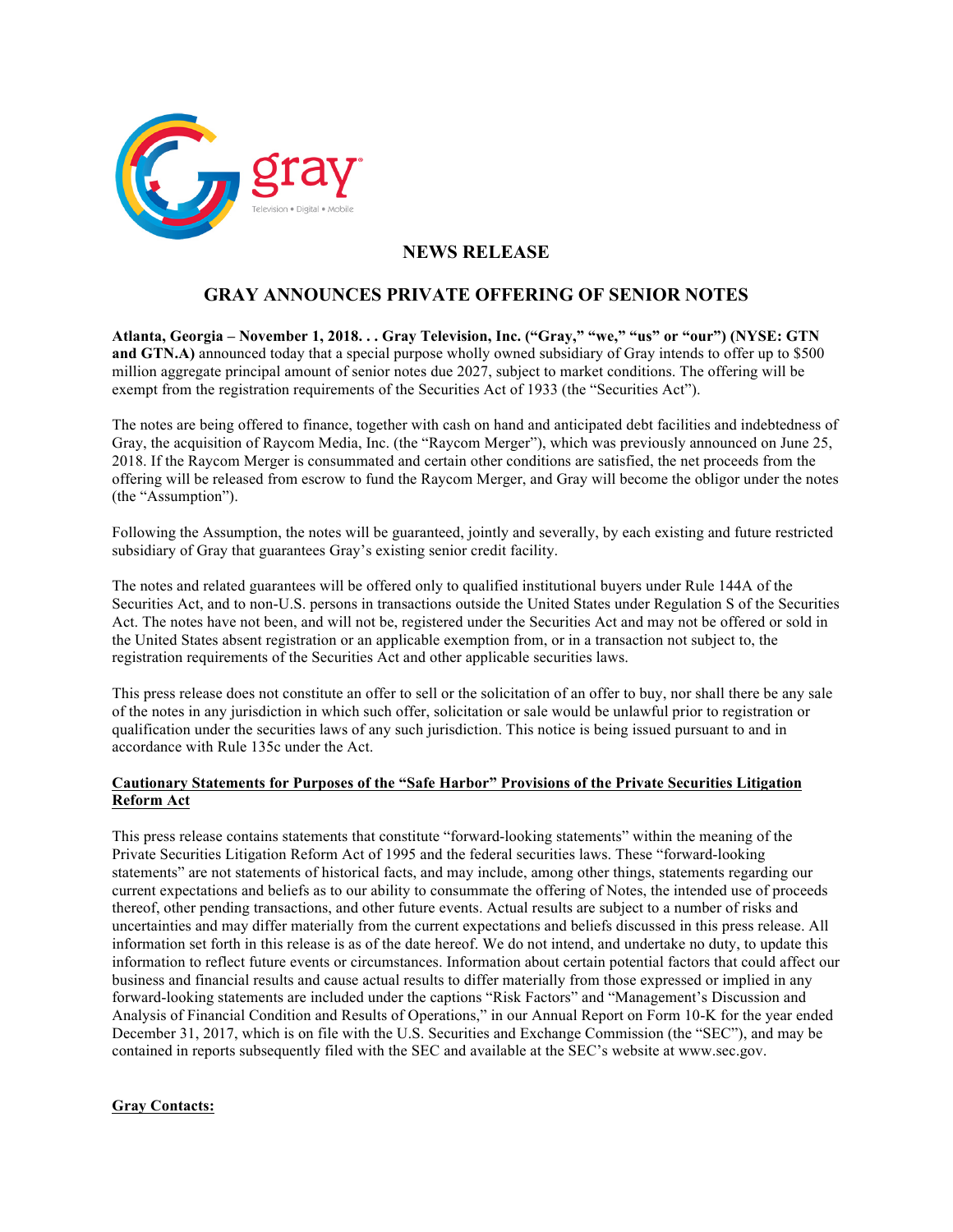gray

Television • Digital • Mobile

## NEWS RELEASE

# GRAY ANNOUNCES PRIVATE OFFERING OF SENIOR NOTES

**Atlanta, Georgia – November 1, 2018. . . Gray Television, Inc. ("Gray," "we," "us" or "our") (NYSE: GTN and GTN.A)** announced today that a special purpose wholly owned subsidiary of Gray intends to offer up to $500 million aggregate principal amount of senior notes due 2027, subject to market conditions. The offering will be exempt from the registration requirements of the Securities Act of 1933 (the "Securities Act").

The notes are being offered to finance, together with cash on hand and anticipated debt facilities and indebtedness of Gray, the acquisition of Raycom Media, Inc. (the "Raycom Merger"), which was previously announced on June 25, 2018. If the Raycom Merger is consummated and certain other conditions are satisfied, the net proceeds from the offering will be released from escrow to fund the Raycom Merger, and Gray will become the obligor under the notes (the "Assumption").

Following the Assumption, the notes will be guaranteed, jointly and severally, by each existing and future restricted subsidiary of Gray that guarantees Gray's existing senior credit facility.

The notes and related guarantees will be offered only to qualified institutional buyers under Rule 144A of the Securities Act, and to non-U.S. persons in transactions outside the United States under Regulation S of the Securities Act. The notes have not been, and will not be, registered under the Securities Act and may not be offered or sold in the United States absent registration or an applicable exemption from, or in a transaction not subject to, the registration requirements of the Securities Act and other applicable securities laws.

This press release does not constitute an offer to sell or the solicitation of an offer to buy, nor shall there be any sale of the notes in any jurisdiction in which such offer, solicitation or sale would be unlawful prior to registration or qualification under the securities laws of any such jurisdiction. This notice is being issued pursuant to and in accordance with Rule 135c under the Act.

**Cautionary Statements for Purposes of the "Safe Harbor" Provisions of the Private Securities Litigation Reform Act**

This press release contains statements that constitute "forward-looking statements" within the meaning of the Private Securities Litigation Reform Act of 1995 and the federal securities laws. These "forward-looking statements" are not statements of historical facts, and may include, among other things, statements regarding our current expectations and beliefs as to our ability to consummate the offering of Notes, the intended use of proceeds thereof, other pending transactions, and other future events. Actual results are subject to a number of risks and uncertainties and may differ materially from the current expectations and beliefs discussed in this press release. All information set forth in this release is as of the date hereof. We do not intend, and undertake no duty, to update this information to reflect future events or circumstances. Information about certain potential factors that could affect our business and financial results and cause actual results to differ materially from those expressed or implied in any forward-looking statements are included under the captions "Risk Factors" and "Management's Discussion and Analysis of Financial Condition and Results of Operations," in our Annual Report on Form 10-K for the year ended December 31, 2017, which is on file with the U.S. Securities and Exchange Commission (the "SEC"), and may be contained in reports subsequently filed with the SEC and available at the SEC's website at www.sec.gov.

**Gray Contacts:**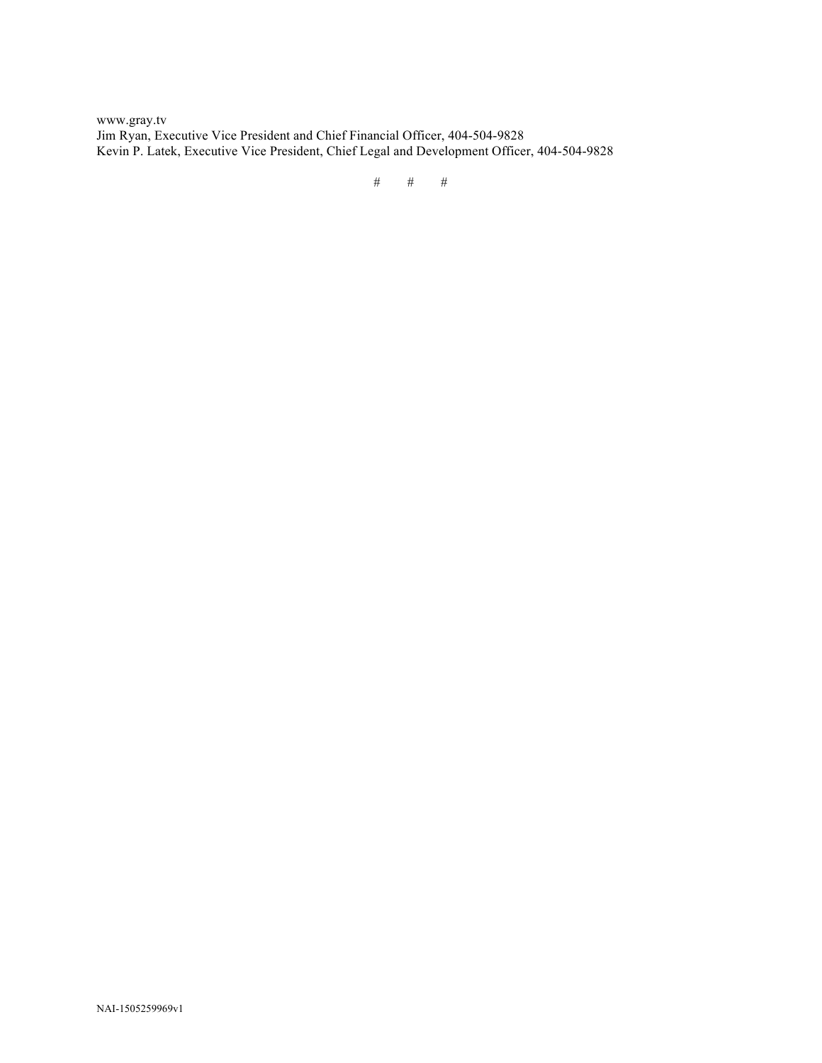www.gray.tv
Jim Ryan, Executive Vice President and Chief Financial Officer, 404-504-9828
Kevin P. Latek, Executive Vice President, Chief Legal and Development Officer, 404-504-9828

# # #

NAI-1505259969v1